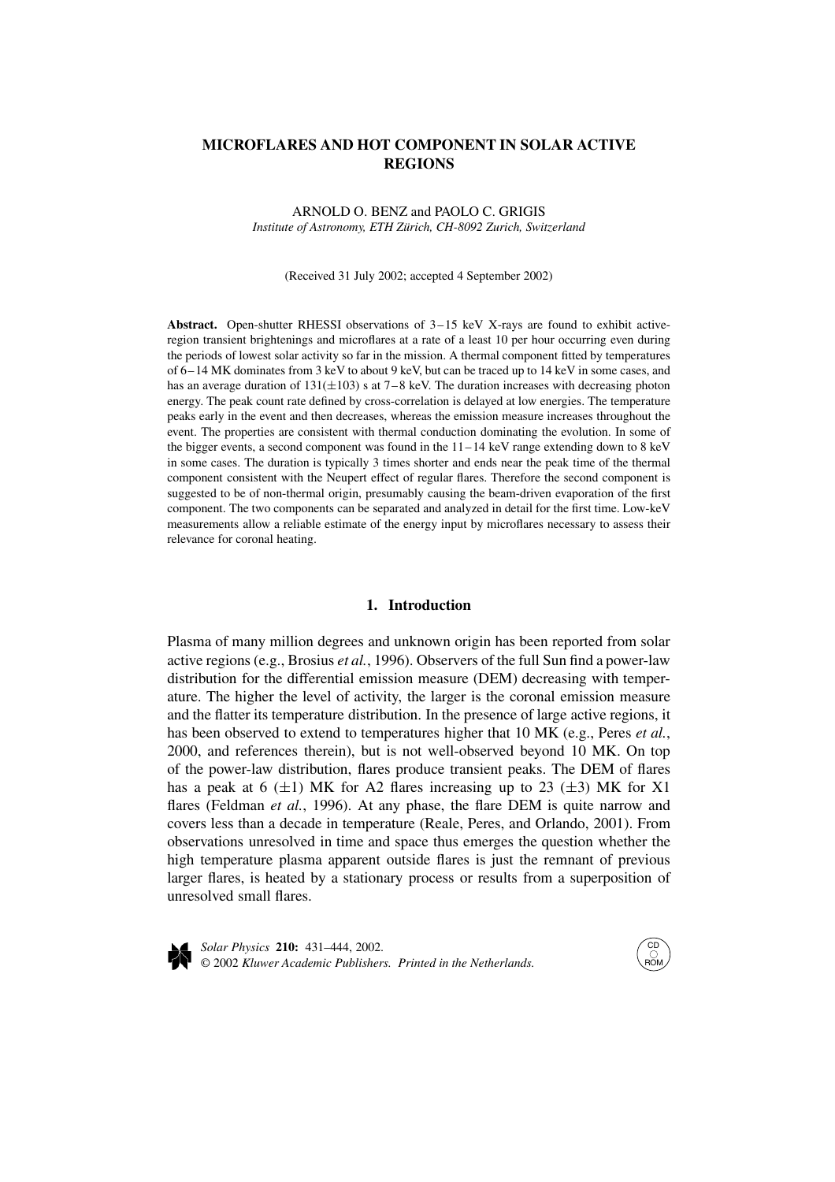# MICROFLARES AND HOT COMPONENT IN SOLAR ACTIVE REGIONS

ARNOLD O. BENZ and PAOLO C. GRIGIS

*Institute of Astronomy, ETH Zürich, CH-8092 Zurich, Switzerland*

(Received 31 July 2002; accepted 4 September 2002)

**Abstract.** Open-shutter RHESSI observations of 3 – 15 keV X-rays are found to exhibit active-region transient brightenings and microflares at a rate of a least 10 per hour occurring even during the periods of lowest solar activity so far in the mission. A thermal component fitted by temperatures of 6 – 14 MK dominates from 3 keV to about 9 keV, but can be traced up to 14 keV in some cases, and has an average duration of 131($\pm$103) s at 7 – 8 keV. The duration increases with decreasing photon energy. The peak count rate defined by cross-correlation is delayed at low energies. The temperature peaks early in the event and then decreases, whereas the emission measure increases throughout the event. The properties are consistent with thermal conduction dominating the evolution. In some of the bigger events, a second component was found in the 11 – 14 keV range extending down to 8 keV in some cases. The duration is typically 3 times shorter and ends near the peak time of the thermal component consistent with the Neupert effect of regular flares. Therefore the second component is suggested to be of non-thermal origin, presumably causing the beam-driven evaporation of the first component. The two components can be separated and analyzed in detail for the first time. Low-keV measurements allow a reliable estimate of the energy input by microflares necessary to assess their relevance for coronal heating.

## 1. Introduction

Plasma of many million degrees and unknown origin has been reported from solar active regions (e.g., Brosius *et al.*, 1996). Observers of the full Sun find a power-law distribution for the differential emission measure (DEM) decreasing with temperature. The higher the level of activity, the larger is the coronal emission measure and the flatter its temperature distribution. In the presence of large active regions, it has been observed to extend to temperatures higher that 10 MK (e.g., Peres *et al.*, 2000, and references therein), but is not well-observed beyond 10 MK. On top of the power-law distribution, flares produce transient peaks. The DEM of flares has a peak at 6 ($\pm$1) MK for A2 flares increasing up to 23 ($\pm$3) MK for X1 flares (Feldman *et al.*, 1996). At any phase, the flare DEM is quite narrow and covers less than a decade in temperature (Reale, Peres, and Orlando, 2001). From observations unresolved in time and space thus emerges the question whether the high temperature plasma apparent outside flares is just the remnant of previous larger flares, is heated by a stationary process or results from a superposition of unresolved small flares.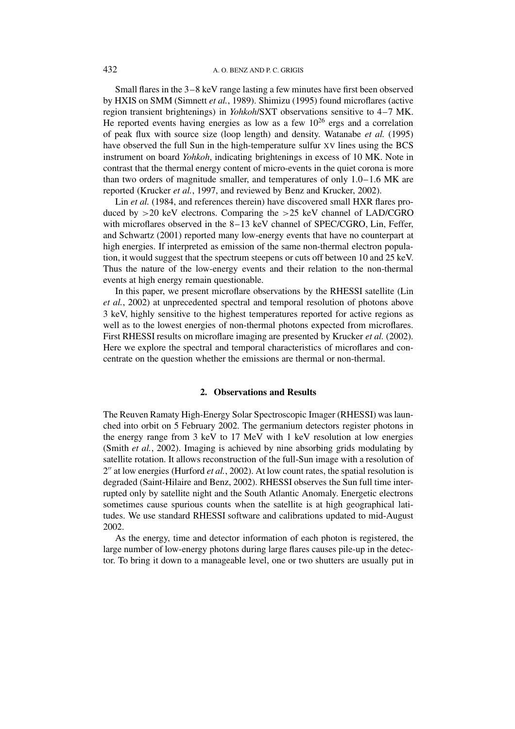Small flares in the 3–8 keV range lasting a few minutes have first been observed by HXIS on SMM (Simnett *et al.*, 1989). Shimizu (1995) found microflares (active region transient brightenings) in *Yohkoh*/SXT observations sensitive to 4–7 MK. He reported events having energies as low as a few $10^{26}$ ergs and a correlation of peak flux with source size (loop length) and density. Watanabe *et al.* (1995) have observed the full Sun in the high-temperature sulfur XV lines using the BCS instrument on board *Yohkoh*, indicating brightenings in excess of 10 MK. Note in contrast that the thermal energy content of micro-events in the quiet corona is more than two orders of magnitude smaller, and temperatures of only 1.0–1.6 MK are reported (Krucker *et al.*, 1997, and reviewed by Benz and Krucker, 2002).

Lin *et al.* (1984, and references therein) have discovered small HXR flares produced by >20 keV electrons. Comparing the >25 keV channel of LAD/CGRO with microflares observed in the 8–13 keV channel of SPEC/CGRO, Lin, Feffer, and Schwartz (2001) reported many low-energy events that have no counterpart at high energies. If interpreted as emission of the same non-thermal electron population, it would suggest that the spectrum steepens or cuts off between 10 and 25 keV. Thus the nature of the low-energy events and their relation to the non-thermal events at high energy remain questionable.

In this paper, we present microflare observations by the RHESSI satellite (Lin *et al.*, 2002) at unprecedented spectral and temporal resolution of photons above 3 keV, highly sensitive to the highest temperatures reported for active regions as well as to the lowest energies of non-thermal photons expected from microflares. First RHESSI results on microflare imaging are presented by Krucker *et al.* (2002). Here we explore the spectral and temporal characteristics of microflares and concentrate on the question whether the emissions are thermal or non-thermal.

## 2. Observations and Results

The Reuven Ramaty High-Energy Solar Spectroscopic Imager (RHESSI) was launched into orbit on 5 February 2002. The germanium detectors register photons in the energy range from 3 keV to 17 MeV with 1 keV resolution at low energies (Smith *et al.*, 2002). Imaging is achieved by nine absorbing grids modulating by satellite rotation. It allows reconstruction of the full-Sun image with a resolution of $2''$ at low energies (Hurford *et al.*, 2002). At low count rates, the spatial resolution is degraded (Saint-Hilaire and Benz, 2002). RHESSI observes the Sun full time interrupted only by satellite night and the South Atlantic Anomaly. Energetic electrons sometimes cause spurious counts when the satellite is at high geographical latitudes. We use standard RHESSI software and calibrations updated to mid-August 2002.

As the energy, time and detector information of each photon is registered, the large number of low-energy photons during large flares causes pile-up in the detector. To bring it down to a manageable level, one or two shutters are usually put in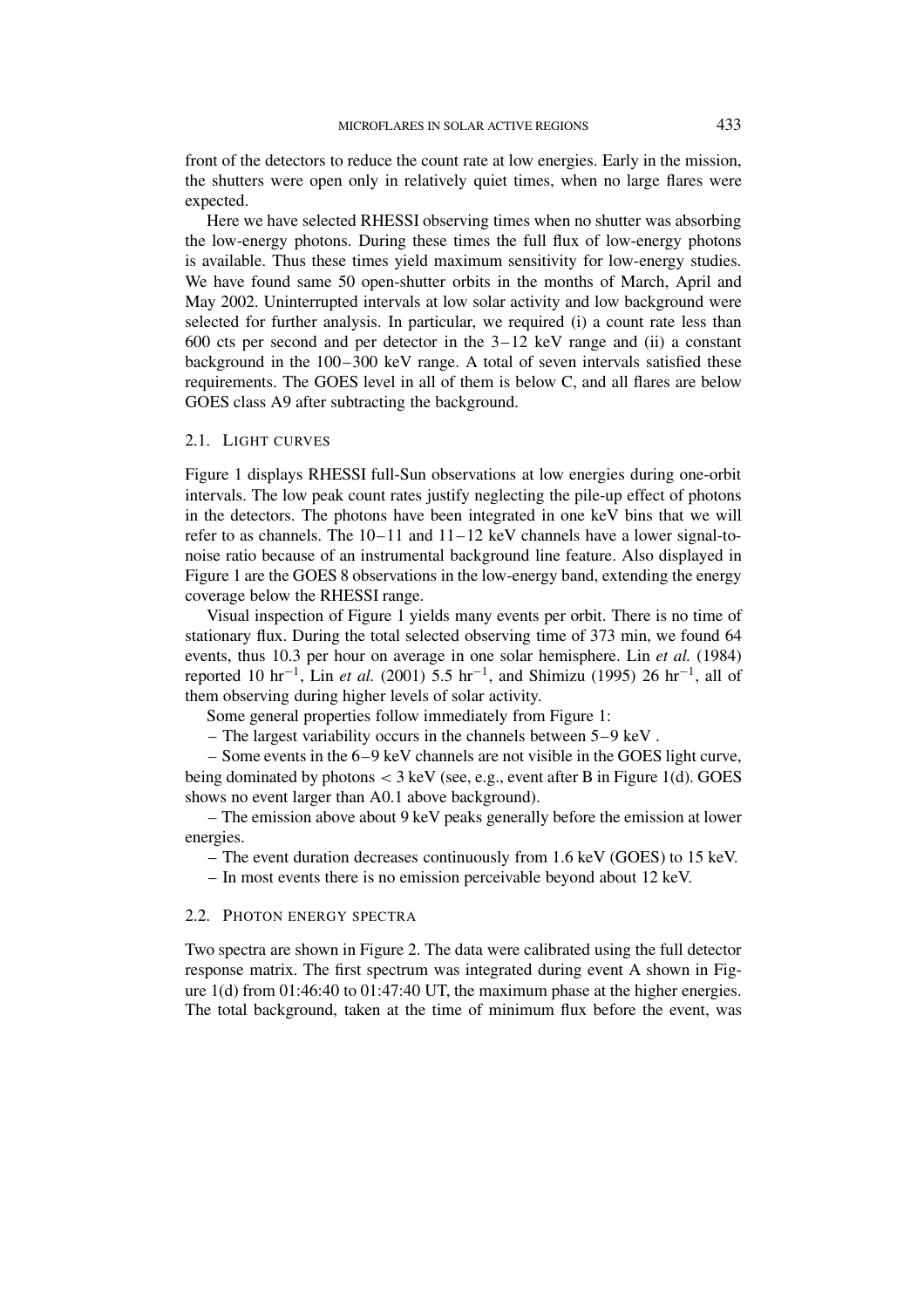front of the detectors to reduce the count rate at low energies. Early in the mission, the shutters were open only in relatively quiet times, when no large flares were expected.

Here we have selected RHESSI observing times when no shutter was absorbing the low-energy photons. During these times the full flux of low-energy photons is available. Thus these times yield maximum sensitivity for low-energy studies. We have found same 50 open-shutter orbits in the months of March, April and May 2002. Uninterrupted intervals at low solar activity and low background were selected for further analysis. In particular, we required (i) a count rate less than 600 cts per second and per detector in the 3–12 keV range and (ii) a constant background in the 100–300 keV range. A total of seven intervals satisfied these requirements. The GOES level in all of them is below C, and all flares are below GOES class A9 after subtracting the background.

### 2.1. Light curves

Figure 1 displays RHESSI full-Sun observations at low energies during one-orbit intervals. The low peak count rates justify neglecting the pile-up effect of photons in the detectors. The photons have been integrated in one keV bins that we will refer to as channels. The 10–11 and 11–12 keV channels have a lower signal-to-noise ratio because of an instrumental background line feature. Also displayed in Figure 1 are the GOES 8 observations in the low-energy band, extending the energy coverage below the RHESSI range.

Visual inspection of Figure 1 yields many events per orbit. There is no time of stationary flux. During the total selected observing time of 373 min, we found 64 events, thus 10.3 per hour on average in one solar hemisphere. Lin *et al.* (1984) reported 10 $\text{hr}^{-1}$, Lin *et al.* (2001) 5.5 $\text{hr}^{-1}$, and Shimizu (1995) 26 $\text{hr}^{-1}$, all of them observing during higher levels of solar activity.

Some general properties follow immediately from Figure 1:

– The largest variability occurs in the channels between 5–9 keV .

– Some events in the 6–9 keV channels are not visible in the GOES light curve, being dominated by photons $< 3$ keV (see, e.g., event after B in Figure 1(d). GOES shows no event larger than A0.1 above background).

– The emission above about 9 keV peaks generally before the emission at lower energies.

– The event duration decreases continuously from 1.6 keV (GOES) to 15 keV.

– In most events there is no emission perceivable beyond about 12 keV.

### 2.2. Photon energy spectra

Two spectra are shown in Figure 2. The data were calibrated using the full detector response matrix. The first spectrum was integrated during event A shown in Figure 1(d) from 01:46:40 to 01:47:40 UT, the maximum phase at the higher energies. The total background, taken at the time of minimum flux before the event, was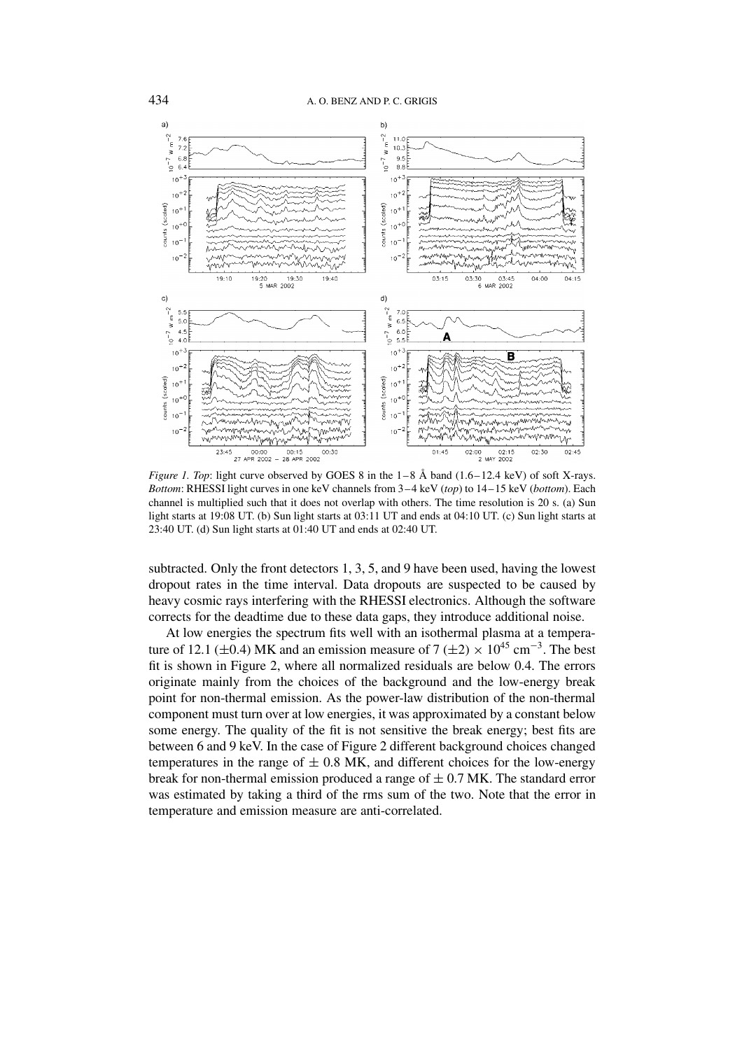a)

$10^{-7}$ W m$^{-2}$ 7.6 7.2 6.8 6.4

counts (scaled) $10^{+3}$ $10^{+2}$ $10^{+1}$ $10^{+0}$ $10^{-1}$ $10^{-2}$

19:10 19:20 19:30 19:40

5 MAR 2002

b)

$10^{-7}$ W m$^{-2}$ 11.0 10.3 9.5 8.8

counts (scaled) $10^{+3}$ $10^{+2}$ $10^{+1}$ $10^{+0}$ $10^{-1}$ $10^{-2}$

03:15 03:30 03:45 04:00 04:15

6 MAR 2002

c)

$10^{-7}$ W m$^{-2}$ 5.5 5.0 4.5 4.0

counts (scaled) $10^{+3}$ $10^{+2}$ $10^{+1}$ $10^{+0}$ $10^{-1}$ $10^{-2}$

23:45 00:00 00:15 00:30

27 APR 2002 – 28 APR 2002

d)

$10^{-7}$ W m$^{-2}$ 7.0 6.5 6.0 5.5

A

B

counts (scaled) $10^{+3}$ $10^{+2}$ $10^{+1}$ $10^{+0}$ $10^{-1}$ $10^{-2}$

01:45 02:00 02:15 02:30 02:45

2 MAY 2002

*Figure 1. Top*: light curve observed by GOES 8 in the 1–8 Å band (1.6–12.4 keV) of soft X-rays. *Bottom*: RHESSI light curves in one keV channels from 3–4 keV (*top*) to 14–15 keV (*bottom*). Each channel is multiplied such that it does not overlap with others. The time resolution is 20 s. (a) Sun light starts at 19:08 UT. (b) Sun light starts at 03:11 UT and ends at 04:10 UT. (c) Sun light starts at 23:40 UT. (d) Sun light starts at 01:40 UT and ends at 02:40 UT.

subtracted. Only the front detectors 1, 3, 5, and 9 have been used, having the lowest dropout rates in the time interval. Data dropouts are suspected to be caused by heavy cosmic rays interfering with the RHESSI electronics. Although the software corrects for the deadtime due to these data gaps, they introduce additional noise.

At low energies the spectrum fits well with an isothermal plasma at a temperature of 12.1 ($\pm$0.4) MK and an emission measure of 7 ($\pm$2) $\times$ $10^{45}$ cm$^{-3}$. The best fit is shown in Figure 2, where all normalized residuals are below 0.4. The errors originate mainly from the choices of the background and the low-energy break point for non-thermal emission. As the power-law distribution of the non-thermal component must turn over at low energies, it was approximated by a constant below some energy. The quality of the fit is not sensitive the break energy; best fits are between 6 and 9 keV. In the case of Figure 2 different background choices changed temperatures in the range of $\pm$ 0.8 MK, and different choices for the low-energy break for non-thermal emission produced a range of $\pm$ 0.7 MK. The standard error was estimated by taking a third of the rms sum of the two. Note that the error in temperature and emission measure are anti-correlated.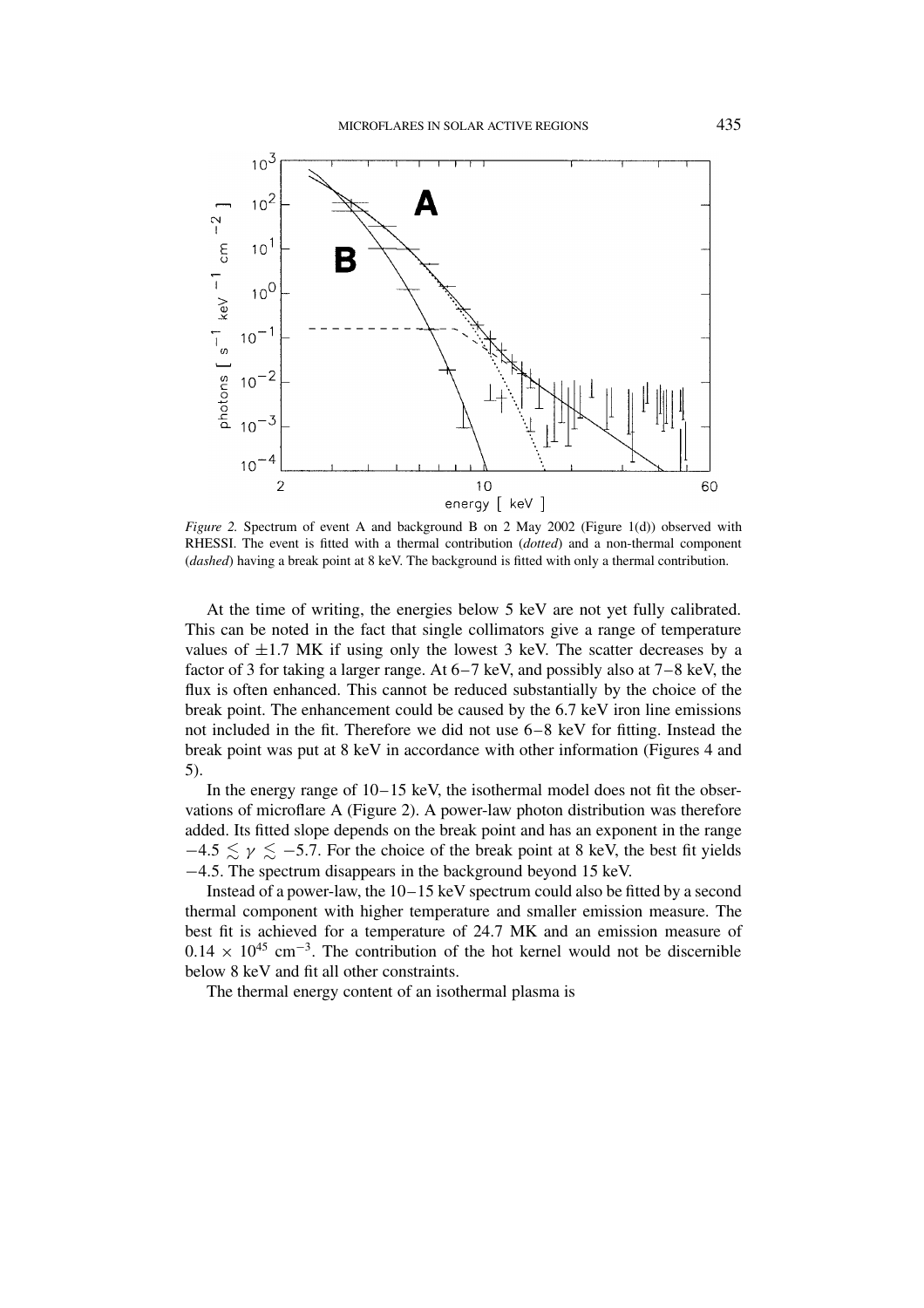10^3
10^2
10^1
10^0
10^-1
10^-2
10^-3
10^-4

photons [ s^-1 keV^-1 cm^-2 ]

2
10
60
energy [ keV ]

A

B

*Figure 2.* Spectrum of event A and background B on 2 May 2002 (Figure 1(d)) observed with RHESSI. The event is fitted with a thermal contribution (*dotted*) and a non-thermal component (*dashed*) having a break point at 8 keV. The background is fitted with only a thermal contribution.

At the time of writing, the energies below 5 keV are not yet fully calibrated. This can be noted in the fact that single collimators give a range of temperature values of $\pm 1.7$ MK if using only the lowest 3 keV. The scatter decreases by a factor of 3 for taking a larger range. At 6–7 keV, and possibly also at 7–8 keV, the flux is often enhanced. This cannot be reduced substantially by the choice of the break point. The enhancement could be caused by the 6.7 keV iron line emissions not included in the fit. Therefore we did not use 6–8 keV for fitting. Instead the break point was put at 8 keV in accordance with other information (Figures 4 and 5).

In the energy range of 10–15 keV, the isothermal model does not fit the observations of microflare A (Figure 2). A power-law photon distribution was therefore added. Its fitted slope depends on the break point and has an exponent in the range $-4.5 \lesssim \gamma \lesssim -5.7$. For the choice of the break point at 8 keV, the best fit yields $-4.5$. The spectrum disappears in the background beyond 15 keV.

Instead of a power-law, the 10–15 keV spectrum could also be fitted by a second thermal component with higher temperature and smaller emission measure. The best fit is achieved for a temperature of 24.7 MK and an emission measure of $0.14 \times 10^{45}$ cm$^{-3}$. The contribution of the hot kernel would not be discernible below 8 keV and fit all other constraints.

The thermal energy content of an isothermal plasma is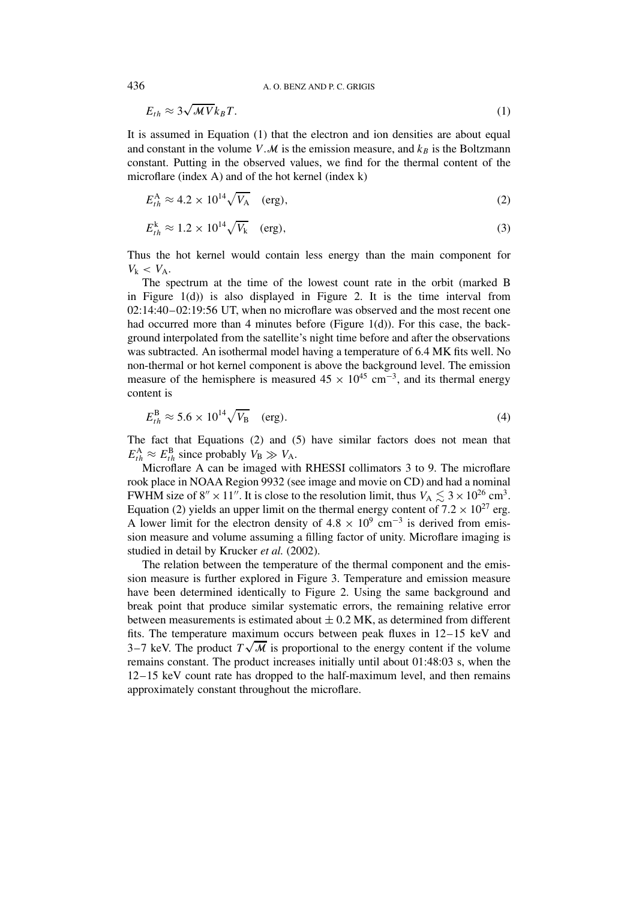$$E_{th} \approx 3\sqrt{\mathcal{M}V}k_B T. \tag{1}$$

It is assumed in Equation (1) that the electron and ion densities are about equal and constant in the volume $V$. $\mathcal{M}$ is the emission measure, and $k_B$ is the Boltzmann constant. Putting in the observed values, we find for the thermal content of the microflare (index A) and of the hot kernel (index k)

$$E_{th}^{\mathrm{A}} \approx 4.2 \times 10^{14}\sqrt{V_{\mathrm{A}}} \quad \text{(erg)}, \tag{2}$$

$$E_{th}^{\mathrm{k}} \approx 1.2 \times 10^{14}\sqrt{V_{\mathrm{k}}} \quad \text{(erg)}, \tag{3}$$

Thus the hot kernel would contain less energy than the main component for $V_{\mathrm{k}} < V_{\mathrm{A}}$.

The spectrum at the time of the lowest count rate in the orbit (marked B in Figure 1(d)) is also displayed in Figure 2. It is the time interval from 02:14:40–02:19:56 UT, when no microflare was observed and the most recent one had occurred more than 4 minutes before (Figure 1(d)). For this case, the background interpolated from the satellite's night time before and after the observations was subtracted. An isothermal model having a temperature of 6.4 MK fits well. No non-thermal or hot kernel component is above the background level. The emission measure of the hemisphere is measured $45 \times 10^{45}$ cm$^{-3}$, and its thermal energy content is

$$E_{th}^{\mathrm{B}} \approx 5.6 \times 10^{14}\sqrt{V_{\mathrm{B}}} \quad \text{(erg)}. \tag{4}$$

The fact that Equations (2) and (5) have similar factors does not mean that $E_{th}^{\mathrm{A}} \approx E_{th}^{\mathrm{B}}$ since probably $V_{\mathrm{B}} \gg V_{\mathrm{A}}$.

Microflare A can be imaged with RHESSI collimators 3 to 9. The microflare rook place in NOAA Region 9932 (see image and movie on CD) and had a nominal FWHM size of $8'' \times 11''$. It is close to the resolution limit, thus $V_{\mathrm{A}} \lesssim 3 \times 10^{26}$ cm$^3$. Equation (2) yields an upper limit on the thermal energy content of $7.2 \times 10^{27}$ erg. A lower limit for the electron density of $4.8 \times 10^{9}$ cm$^{-3}$ is derived from emission measure and volume assuming a filling factor of unity. Microflare imaging is studied in detail by Krucker *et al.* (2002).

The relation between the temperature of the thermal component and the emission measure is further explored in Figure 3. Temperature and emission measure have been determined identically to Figure 2. Using the same background and break point that produce similar systematic errors, the remaining relative error between measurements is estimated about $\pm$ 0.2 MK, as determined from different fits. The temperature maximum occurs between peak fluxes in 12–15 keV and 3–7 keV. The product $T\sqrt{\mathcal{M}}$ is proportional to the energy content if the volume remains constant. The product increases initially until about 01:48:03 s, when the 12–15 keV count rate has dropped to the half-maximum level, and then remains approximately constant throughout the microflare.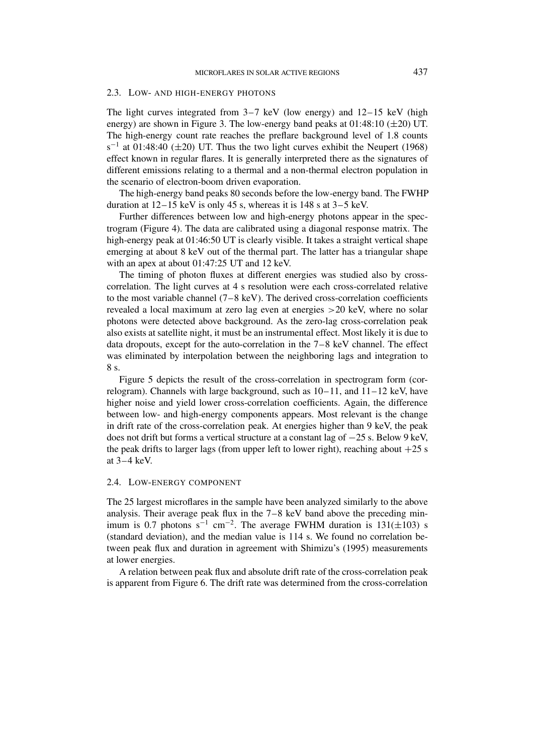### 2.3. Low- and high-energy photons

The light curves integrated from 3–7 keV (low energy) and 12–15 keV (high energy) are shown in Figure 3. The low-energy band peaks at 01:48:10 ($\pm$20) UT. The high-energy count rate reaches the preflare background level of 1.8 counts $s^{-1}$ at 01:48:40 ($\pm$20) UT. Thus the two light curves exhibit the Neupert (1968) effect known in regular flares. It is generally interpreted there as the signatures of different emissions relating to a thermal and a non-thermal electron population in the scenario of electron-boom driven evaporation.

The high-energy band peaks 80 seconds before the low-energy band. The FWHP duration at 12–15 keV is only 45 s, whereas it is 148 s at 3–5 keV.

Further differences between low and high-energy photons appear in the spectrogram (Figure 4). The data are calibrated using a diagonal response matrix. The high-energy peak at 01:46:50 UT is clearly visible. It takes a straight vertical shape emerging at about 8 keV out of the thermal part. The latter has a triangular shape with an apex at about 01:47:25 UT and 12 keV.

The timing of photon fluxes at different energies was studied also by cross-correlation. The light curves at 4 s resolution were each cross-correlated relative to the most variable channel (7–8 keV). The derived cross-correlation coefficients revealed a local maximum at zero lag even at energies >20 keV, where no solar photons were detected above background. As the zero-lag cross-correlation peak also exists at satellite night, it must be an instrumental effect. Most likely it is due to data dropouts, except for the auto-correlation in the 7–8 keV channel. The effect was eliminated by interpolation between the neighboring lags and integration to 8 s.

Figure 5 depicts the result of the cross-correlation in spectrogram form (correlogram). Channels with large background, such as 10–11, and 11–12 keV, have higher noise and yield lower cross-correlation coefficients. Again, the difference between low- and high-energy components appears. Most relevant is the change in drift rate of the cross-correlation peak. At energies higher than 9 keV, the peak does not drift but forms a vertical structure at a constant lag of −25 s. Below 9 keV, the peak drifts to larger lags (from upper left to lower right), reaching about +25 s at 3–4 keV.

### 2.4. Low-energy component

The 25 largest microflares in the sample have been analyzed similarly to the above analysis. Their average peak flux in the 7–8 keV band above the preceding minimum is 0.7 photons $s^{-1}$ $cm^{-2}$. The average FWHM duration is 131($\pm$103) s (standard deviation), and the median value is 114 s. We found no correlation between peak flux and duration in agreement with Shimizu's (1995) measurements at lower energies.

A relation between peak flux and absolute drift rate of the cross-correlation peak is apparent from Figure 6. The drift rate was determined from the cross-correlation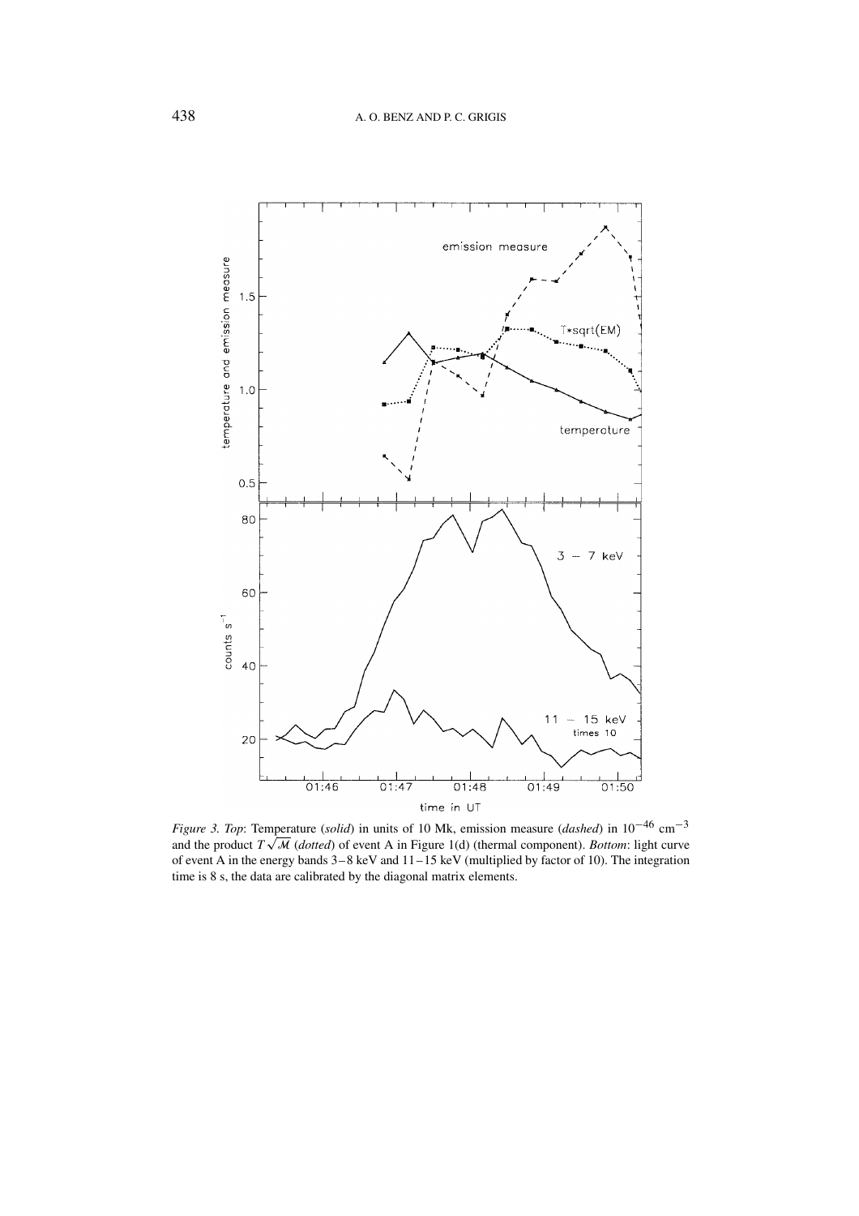emission measure

T*sqrt(EM)

temperature

temperature and emission measure

1.5

1.0

0.5

80

60

40

20

counts s$^{-1}$

3 – 7 keV

11 – 15 keV
times 10

01:46

01:47

01:48

01:49

01:50

time in UT

*Figure 3. Top*: Temperature (*solid*) in units of 10 Mk, emission measure (*dashed*) in $10^{-46}$ cm$^{-3}$ and the product $T\sqrt{\mathcal{M}}$ (*dotted*) of event A in Figure 1(d) (thermal component). *Bottom*: light curve of event A in the energy bands 3 – 8 keV and 11 – 15 keV (multiplied by factor of 10). The integration time is 8 s, the data are calibrated by the diagonal matrix elements.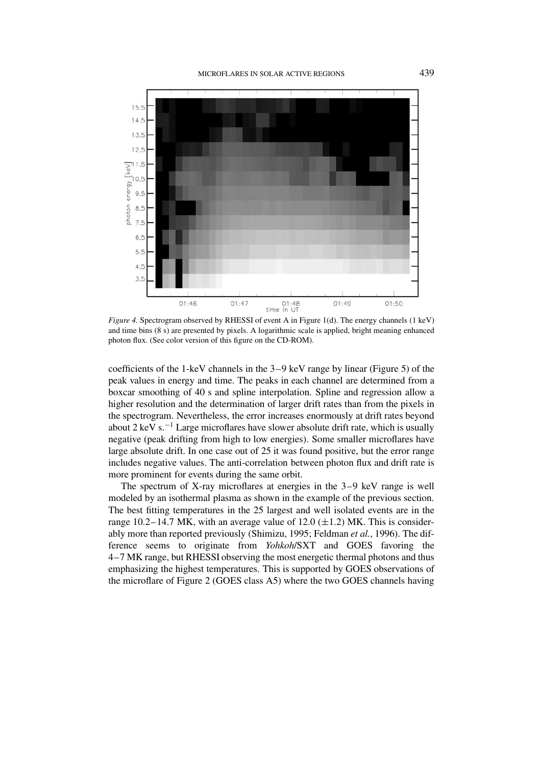photon energy [keV]

15.5
14.5
13.5
12.5
11.5
10.5
9.5
8.5
7.5
6.5
5.5
4.5
3.5

01:46 01:47 01:48 01:49 01:50

time in UT

*Figure 4.* Spectrogram observed by RHESSI of event A in Figure 1(d). The energy channels (1 keV) and time bins (8 s) are presented by pixels. A logarithmic scale is applied, bright meaning enhanced photon flux. (See color version of this figure on the CD-ROM).

coefficients of the 1-keV channels in the 3–9 keV range by linear (Figure 5) of the peak values in energy and time. The peaks in each channel are determined from a boxcar smoothing of 40 s and spline interpolation. Spline and regression allow a higher resolution and the determination of larger drift rates than from the pixels in the spectrogram. Nevertheless, the error increases enormously at drift rates beyond about 2 keV s.$^{-1}$ Large microflares have slower absolute drift rate, which is usually negative (peak drifting from high to low energies). Some smaller microflares have large absolute drift. In one case out of 25 it was found positive, but the error range includes negative values. The anti-correlation between photon flux and drift rate is more prominent for events during the same orbit.

The spectrum of X-ray microflares at energies in the 3–9 keV range is well modeled by an isothermal plasma as shown in the example of the previous section. The best fitting temperatures in the 25 largest and well isolated events are in the range 10.2–14.7 MK, with an average value of 12.0 ($\pm$1.2) MK. This is considerably more than reported previously (Shimizu, 1995; Feldman *et al.*, 1996). The difference seems to originate from *Yohkoh*/SXT and GOES favoring the 4–7 MK range, but RHESSI observing the most energetic thermal photons and thus emphasizing the highest temperatures. This is supported by GOES observations of the microflare of Figure 2 (GOES class A5) where the two GOES channels having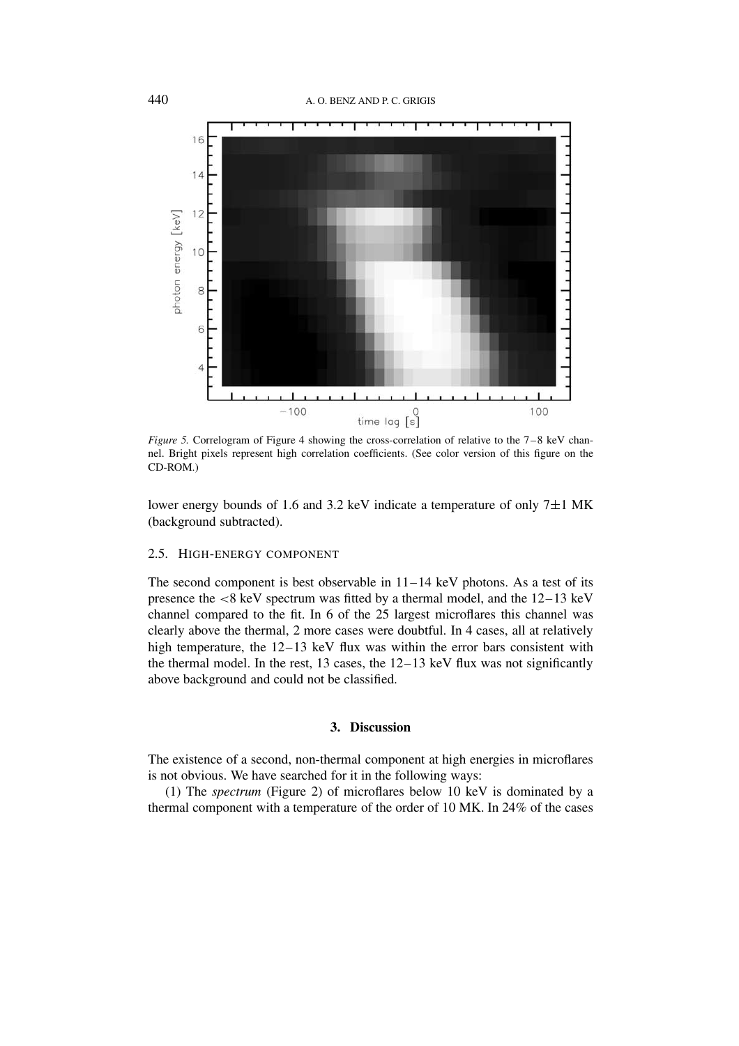16

14

12

10

8

6

4

photon energy [keV]

−100

0

100

time lag [s]

*Figure 5.* Correlogram of Figure 4 showing the cross-correlation of relative to the 7–8 keV channel. Bright pixels represent high correlation coefficients. (See color version of this figure on the CD-ROM.)

lower energy bounds of 1.6 and 3.2 keV indicate a temperature of only 7±1 MK (background subtracted).

### 2.5. High-energy component

The second component is best observable in 11–14 keV photons. As a test of its presence the <8 keV spectrum was fitted by a thermal model, and the 12–13 keV channel compared to the fit. In 6 of the 25 largest microflares this channel was clearly above the thermal, 2 more cases were doubtful. In 4 cases, all at relatively high temperature, the 12–13 keV flux was within the error bars consistent with the thermal model. In the rest, 13 cases, the 12–13 keV flux was not significantly above background and could not be classified.

## 3. Discussion

The existence of a second, non-thermal component at high energies in microflares is not obvious. We have searched for it in the following ways:

(1) The *spectrum* (Figure 2) of microflares below 10 keV is dominated by a thermal component with a temperature of the order of 10 MK. In 24% of the cases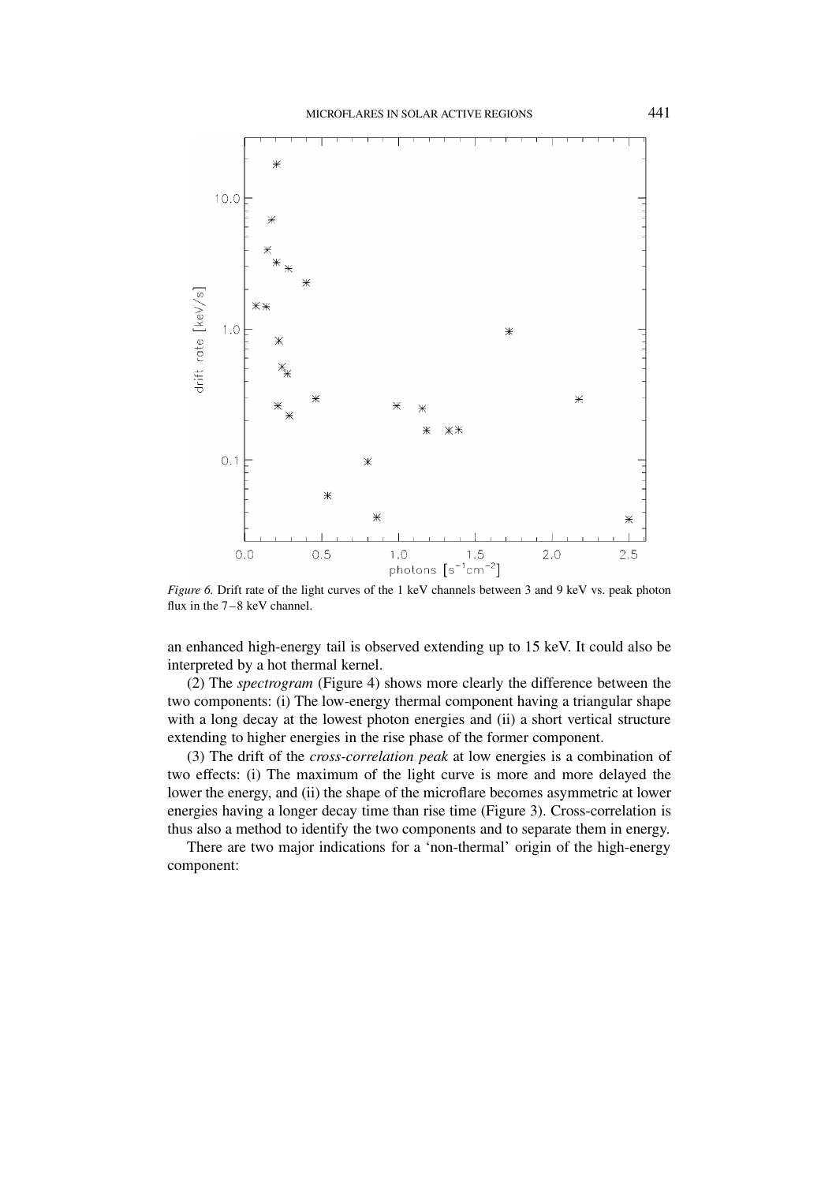10.0

1.0

0.1

drift rate [keV/s]

0.0 0.5 1.0 1.5 2.0 2.5

photons [s$^{-1}$cm$^{-2}$]

*Figure 6.* Drift rate of the light curves of the 1 keV channels between 3 and 9 keV vs. peak photon flux in the 7–8 keV channel.

an enhanced high-energy tail is observed extending up to 15 keV. It could also be interpreted by a hot thermal kernel.

(2) The *spectrogram* (Figure 4) shows more clearly the difference between the two components: (i) The low-energy thermal component having a triangular shape with a long decay at the lowest photon energies and (ii) a short vertical structure extending to higher energies in the rise phase of the former component.

(3) The drift of the *cross-correlation peak* at low energies is a combination of two effects: (i) The maximum of the light curve is more and more delayed the lower the energy, and (ii) the shape of the microflare becomes asymmetric at lower energies having a longer decay time than rise time (Figure 3). Cross-correlation is thus also a method to identify the two components and to separate them in energy.

There are two major indications for a 'non-thermal' origin of the high-energy component: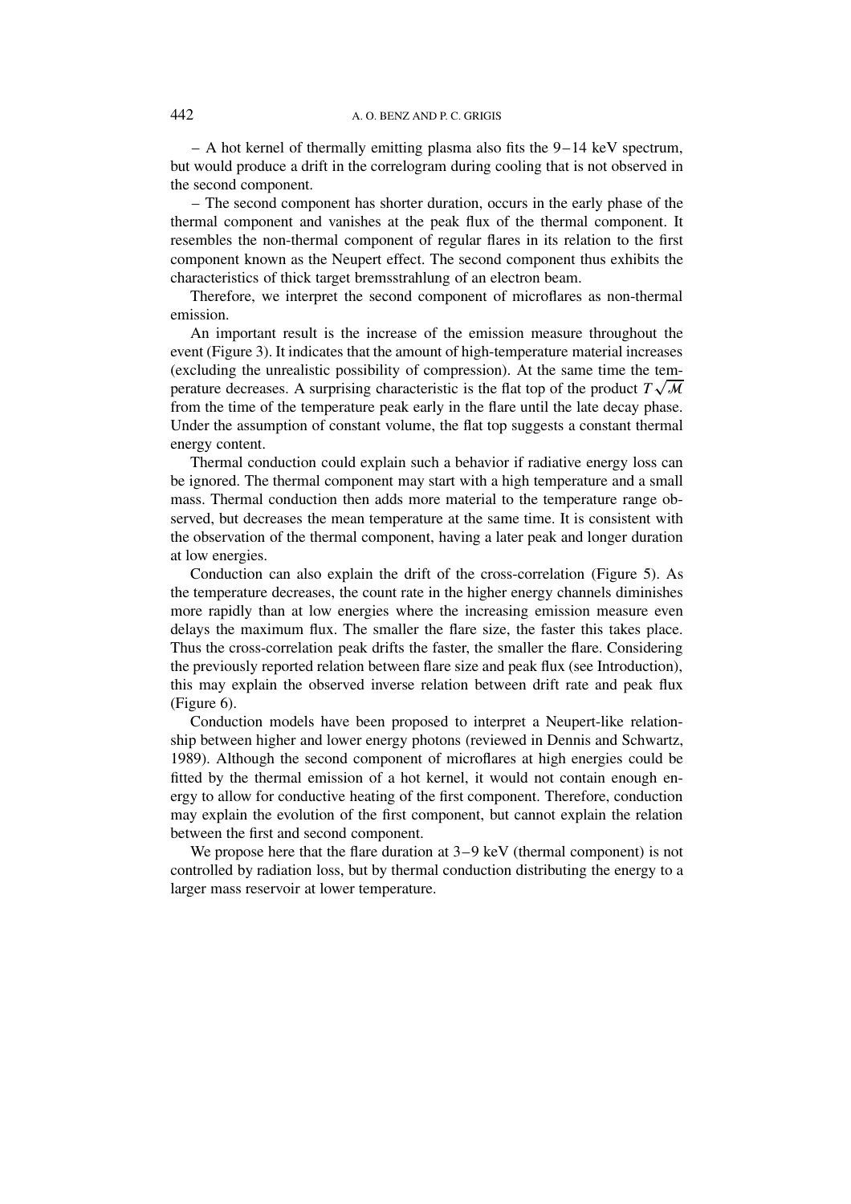– A hot kernel of thermally emitting plasma also fits the 9–14 keV spectrum, but would produce a drift in the correlogram during cooling that is not observed in the second component.

– The second component has shorter duration, occurs in the early phase of the thermal component and vanishes at the peak flux of the thermal component. It resembles the non-thermal component of regular flares in its relation to the first component known as the Neupert effect. The second component thus exhibits the characteristics of thick target bremsstrahlung of an electron beam.

Therefore, we interpret the second component of microflares as non-thermal emission.

An important result is the increase of the emission measure throughout the event (Figure 3). It indicates that the amount of high-temperature material increases (excluding the unrealistic possibility of compression). At the same time the temperature decreases. A surprising characteristic is the flat top of the product $T\sqrt{\mathcal{M}}$ from the time of the temperature peak early in the flare until the late decay phase. Under the assumption of constant volume, the flat top suggests a constant thermal energy content.

Thermal conduction could explain such a behavior if radiative energy loss can be ignored. The thermal component may start with a high temperature and a small mass. Thermal conduction then adds more material to the temperature range observed, but decreases the mean temperature at the same time. It is consistent with the observation of the thermal component, having a later peak and longer duration at low energies.

Conduction can also explain the drift of the cross-correlation (Figure 5). As the temperature decreases, the count rate in the higher energy channels diminishes more rapidly than at low energies where the increasing emission measure even delays the maximum flux. The smaller the flare size, the faster this takes place. Thus the cross-correlation peak drifts the faster, the smaller the flare. Considering the previously reported relation between flare size and peak flux (see Introduction), this may explain the observed inverse relation between drift rate and peak flux (Figure 6).

Conduction models have been proposed to interpret a Neupert-like relationship between higher and lower energy photons (reviewed in Dennis and Schwartz, 1989). Although the second component of microflares at high energies could be fitted by the thermal emission of a hot kernel, it would not contain enough energy to allow for conductive heating of the first component. Therefore, conduction may explain the evolution of the first component, but cannot explain the relation between the first and second component.

We propose here that the flare duration at 3–9 keV (thermal component) is not controlled by radiation loss, but by thermal conduction distributing the energy to a larger mass reservoir at lower temperature.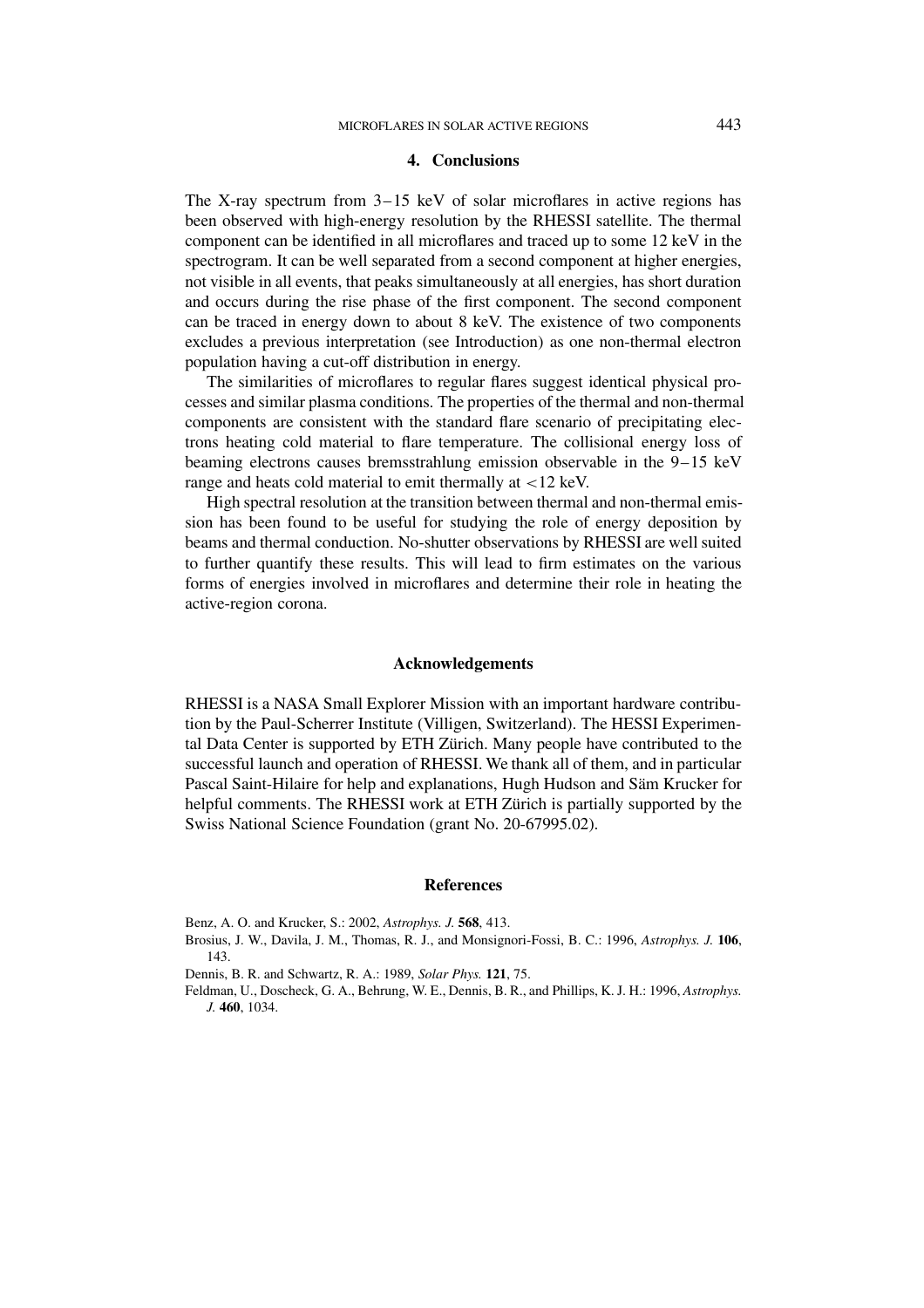## 4. Conclusions

The X-ray spectrum from 3–15 keV of solar microflares in active regions has been observed with high-energy resolution by the RHESSI satellite. The thermal component can be identified in all microflares and traced up to some 12 keV in the spectrogram. It can be well separated from a second component at higher energies, not visible in all events, that peaks simultaneously at all energies, has short duration and occurs during the rise phase of the first component. The second component can be traced in energy down to about 8 keV. The existence of two components excludes a previous interpretation (see Introduction) as one non-thermal electron population having a cut-off distribution in energy.

The similarities of microflares to regular flares suggest identical physical processes and similar plasma conditions. The properties of the thermal and non-thermal components are consistent with the standard flare scenario of precipitating electrons heating cold material to flare temperature. The collisional energy loss of beaming electrons causes bremsstrahlung emission observable in the 9–15 keV range and heats cold material to emit thermally at <12 keV.

High spectral resolution at the transition between thermal and non-thermal emission has been found to be useful for studying the role of energy deposition by beams and thermal conduction. No-shutter observations by RHESSI are well suited to further quantify these results. This will lead to firm estimates on the various forms of energies involved in microflares and determine their role in heating the active-region corona.

## Acknowledgements

RHESSI is a NASA Small Explorer Mission with an important hardware contribution by the Paul-Scherrer Institute (Villigen, Switzerland). The HESSI Experimental Data Center is supported by ETH Zürich. Many people have contributed to the successful launch and operation of RHESSI. We thank all of them, and in particular Pascal Saint-Hilaire for help and explanations, Hugh Hudson and Säm Krucker for helpful comments. The RHESSI work at ETH Zürich is partially supported by the Swiss National Science Foundation (grant No. 20-67995.02).

## References

Benz, A. O. and Krucker, S.: 2002, *Astrophys. J.* **568**, 413.

Brosius, J. W., Davila, J. M., Thomas, R. J., and Monsignori-Fossi, B. C.: 1996, *Astrophys. J.* **106**, 143.

Dennis, B. R. and Schwartz, R. A.: 1989, *Solar Phys.* **121**, 75.

Feldman, U., Doscheck, G. A., Behrung, W. E., Dennis, B. R., and Phillips, K. J. H.: 1996, *Astrophys. J.* **460**, 1034.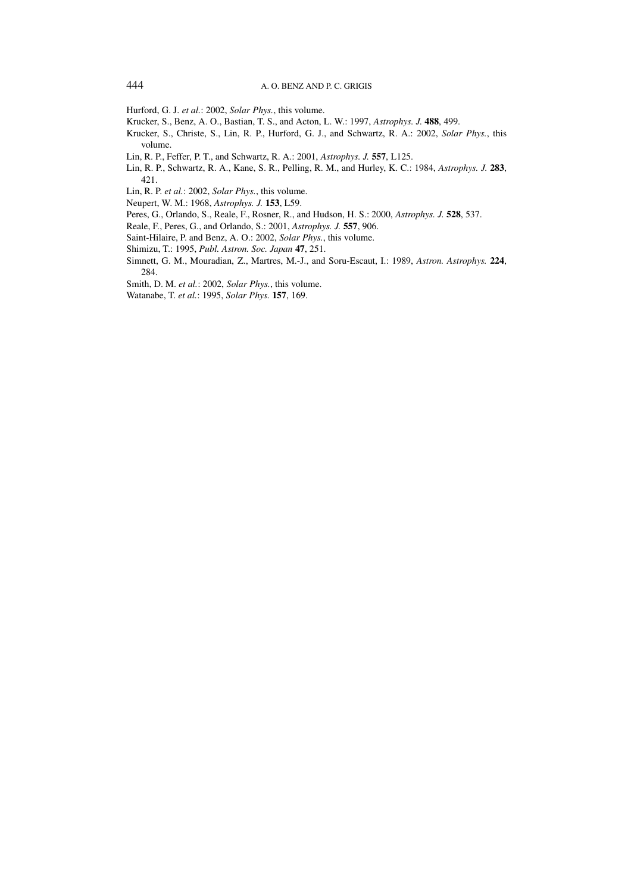Hurford, G. J. *et al.*: 2002, *Solar Phys.*, this volume.

Krucker, S., Benz, A. O., Bastian, T. S., and Acton, L. W.: 1997, *Astrophys. J.* **488**, 499.

Krucker, S., Christe, S., Lin, R. P., Hurford, G. J., and Schwartz, R. A.: 2002, *Solar Phys.*, this volume.

Lin, R. P., Feffer, P. T., and Schwartz, R. A.: 2001, *Astrophys. J.* **557**, L125.

Lin, R. P., Schwartz, R. A., Kane, S. R., Pelling, R. M., and Hurley, K. C.: 1984, *Astrophys. J.* **283**, 421.

Lin, R. P. *et al.*: 2002, *Solar Phys.*, this volume.

Neupert, W. M.: 1968, *Astrophys. J.* **153**, L59.

Peres, G., Orlando, S., Reale, F., Rosner, R., and Hudson, H. S.: 2000, *Astrophys. J.* **528**, 537.

Reale, F., Peres, G., and Orlando, S.: 2001, *Astrophys. J.* **557**, 906.

Saint-Hilaire, P. and Benz, A. O.: 2002, *Solar Phys.*, this volume.

Shimizu, T.: 1995, *Publ. Astron. Soc. Japan* **47**, 251.

Simnett, G. M., Mouradian, Z., Martres, M.-J., and Soru-Escaut, I.: 1989, *Astron. Astrophys.* **224**, 284.

Smith, D. M. *et al.*: 2002, *Solar Phys.*, this volume.

Watanabe, T. *et al.*: 1995, *Solar Phys.* **157**, 169.